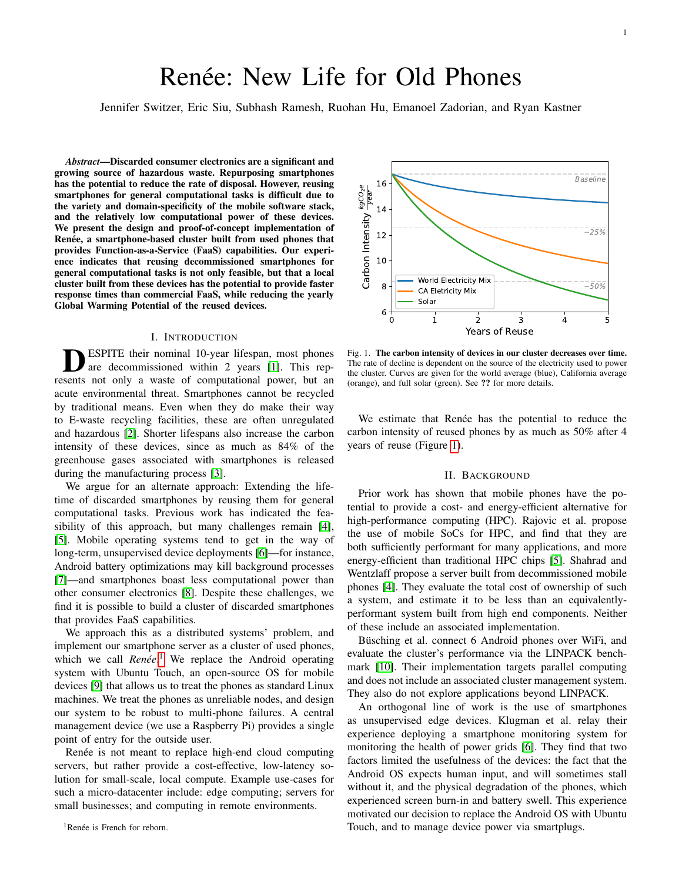# Renée: New Life for Old Phones

Jennifer Switzer, Eric Siu, Subhash Ramesh, Ruohan Hu, Emanoel Zadorian, and Ryan Kastner

***Abstract*—Discarded consumer electronics are a significant and growing source of hazardous waste. Repurposing smartphones has the potential to reduce the rate of disposal. However, reusing smartphones for general computational tasks is difficult due to the variety and domain-specificity of the mobile software stack, and the relatively low computational power of these devices. We present the design and proof-of-concept implementation of Renée, a smartphone-based cluster built from used phones that provides Function-as-a-Service (FaaS) capabilities. Our experience indicates that reusing decommissioned smartphones for general computational tasks is not only feasible, but that a local cluster built from these devices has the potential to provide faster response times than commercial FaaS, while reducing the yearly Global Warming Potential of the reused devices.**

## I. Introduction

Despite their nominal 10-year lifespan, most phones are decommissioned within 2 years [1]. This represents not only a waste of computational power, but an acute environmental threat. Smartphones cannot be recycled by traditional means. Even when they do make their way to E-waste recycling facilities, these are often unregulated and hazardous [2]. Shorter lifespans also increase the carbon intensity of these devices, since as much as 84% of the greenhouse gases associated with smartphones is released during the manufacturing process [3].

We argue for an alternate approach: Extending the lifetime of discarded smartphones by reusing them for general computational tasks. Previous work has indicated the feasibility of this approach, but many challenges remain [4], [5]. Mobile operating systems tend to get in the way of long-term, unsupervised device deployments [6]—for instance, Android battery optimizations may kill background processes [7]—and smartphones boast less computational power than other consumer electronics [8]. Despite these challenges, we find it is possible to build a cluster of discarded smartphones that provides FaaS capabilities.

We approach this as a distributed systems' problem, and implement our smartphone server as a cluster of used phones, which we call *Renée*.[1] We replace the Android operating system with Ubuntu Touch, an open-source OS for mobile devices [9] that allows us to treat the phones as standard Linux machines. We treat the phones as unreliable nodes, and design our system to be robust to multi-phone failures. A central management device (we use a Raspberry Pi) provides a single point of entry for the outside user.

Renée is not meant to replace high-end cloud computing servers, but rather provide a cost-effective, low-latency solution for small-scale, local compute. Example use-cases for such a micro-datacenter include: edge computing; servers for small businesses; and computing in remote environments.

[1] Renée is French for reborn.

Fig. 1. **The carbon intensity of devices in our cluster decreases over time.** The rate of decline is dependent on the source of the electricity used to power the cluster. Curves are given for the world average (blue), California average (orange), and full solar (green). See **??** for more details.

We estimate that Renée has the potential to reduce the carbon intensity of reused phones by as much as 50% after 4 years of reuse (Figure 1).

## II. Background

Prior work has shown that mobile phones have the potential to provide a cost- and energy-efficient alternative for high-performance computing (HPC). Rajovic et al. propose the use of mobile SoCs for HPC, and find that they are both sufficiently performant for many applications, and more energy-efficient than traditional HPC chips [5]. Shahrad and Wentzlaff propose a server built from decommissioned mobile phones [4]. They evaluate the total cost of ownership of such a system, and estimate it to be less than an equivalently-performant system built from high end components. Neither of these include an associated implementation.

Büsching et al. connect 6 Android phones over WiFi, and evaluate the cluster's performance via the LINPACK benchmark [10]. Their implementation targets parallel computing and does not include an associated cluster management system. They also do not explore applications beyond LINPACK.

An orthogonal line of work is the use of smartphones as unsupervised edge devices. Klugman et al. relay their experience deploying a smartphone monitoring system for monitoring the health of power grids [6]. They find that two factors limited the usefulness of the devices: the fact that the Android OS expects human input, and will sometimes stall without it, and the physical degradation of the phones, which experienced screen burn-in and battery swell. This experience motivated our decision to replace the Android OS with Ubuntu Touch, and to manage device power via smartplugs.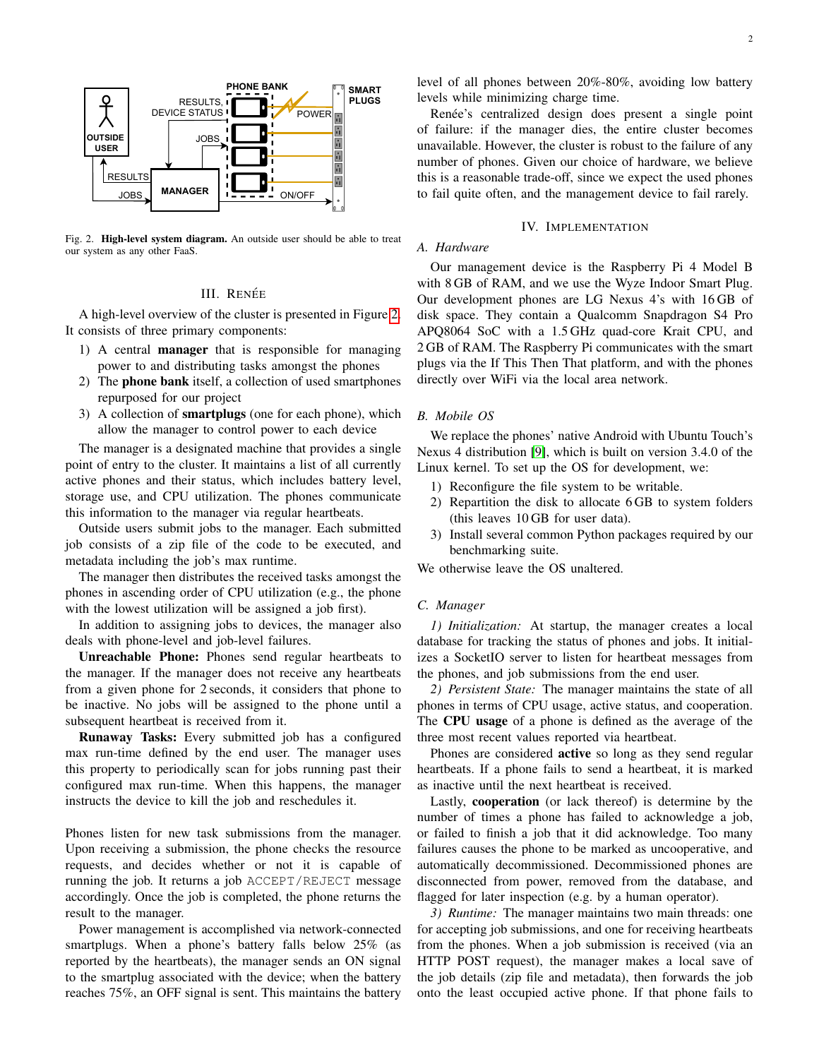Fig. 2. **High-level system diagram.** An outside user should be able to treat our system as any other FaaS.

## III. Renée

A high-level overview of the cluster is presented in Figure 2. It consists of three primary components:

1) A central **manager** that is responsible for managing power to and distributing tasks amongst the phones
2) The **phone bank** itself, a collection of used smartphones repurposed for our project
3) A collection of **smartplugs** (one for each phone), which allow the manager to control power to each device

The manager is a designated machine that provides a single point of entry to the cluster. It maintains a list of all currently active phones and their status, which includes battery level, storage use, and CPU utilization. The phones communicate this information to the manager via regular heartbeats.

Outside users submit jobs to the manager. Each submitted job consists of a zip file of the code to be executed, and metadata including the job's max runtime.

The manager then distributes the received tasks amongst the phones in ascending order of CPU utilization (e.g., the phone with the lowest utilization will be assigned a job first).

In addition to assigning jobs to devices, the manager also deals with phone-level and job-level failures.

**Unreachable Phone:** Phones send regular heartbeats to the manager. If the manager does not receive any heartbeats from a given phone for 2 seconds, it considers that phone to be inactive. No jobs will be assigned to the phone until a subsequent heartbeat is received from it.

**Runaway Tasks:** Every submitted job has a configured max run-time defined by the end user. The manager uses this property to periodically scan for jobs running past their configured max run-time. When this happens, the manager instructs the device to kill the job and reschedules it.

Phones listen for new task submissions from the manager. Upon receiving a submission, the phone checks the resource requests, and decides whether or not it is capable of running the job. It returns a job `ACCEPT/REJECT` message accordingly. Once the job is completed, the phone returns the result to the manager.

Power management is accomplished via network-connected smartplugs. When a phone's battery falls below 25% (as reported by the heartbeats), the manager sends an ON signal to the smartplug associated with the device; when the battery reaches 75%, an OFF signal is sent. This maintains the battery level of all phones between 20%-80%, avoiding low battery levels while minimizing charge time.

Renée's centralized design does present a single point of failure: if the manager dies, the entire cluster becomes unavailable. However, the cluster is robust to the failure of any number of phones. Given our choice of hardware, we believe this is a reasonable trade-off, since we expect the used phones to fail quite often, and the management device to fail rarely.

## IV. Implementation

### A. Hardware

Our management device is the Raspberry Pi 4 Model B with 8 GB of RAM, and we use the Wyze Indoor Smart Plug. Our development phones are LG Nexus 4's with 16 GB of disk space. They contain a Qualcomm Snapdragon S4 Pro APQ8064 SoC with a 1.5 GHz quad-core Krait CPU, and 2 GB of RAM. The Raspberry Pi communicates with the smart plugs via the If This Then That platform, and with the phones directly over WiFi via the local area network.

### B. Mobile OS

We replace the phones' native Android with Ubuntu Touch's Nexus 4 distribution [9], which is built on version 3.4.0 of the Linux kernel. To set up the OS for development, we:

1) Reconfigure the file system to be writable.
2) Repartition the disk to allocate 6 GB to system folders (this leaves 10 GB for user data).
3) Install several common Python packages required by our benchmarking suite.

We otherwise leave the OS unaltered.

### C. Manager

*1) Initialization:* At startup, the manager creates a local database for tracking the status of phones and jobs. It initializes a SocketIO server to listen for heartbeat messages from the phones, and job submissions from the end user.

*2) Persistent State:* The manager maintains the state of all phones in terms of CPU usage, active status, and cooperation. The **CPU usage** of a phone is defined as the average of the three most recent values reported via heartbeat.

Phones are considered **active** so long as they send regular heartbeats. If a phone fails to send a heartbeat, it is marked as inactive until the next heartbeat is received.

Lastly, **cooperation** (or lack thereof) is determine by the number of times a phone has failed to acknowledge a job, or failed to finish a job that it did acknowledge. Too many failures causes the phone to be marked as uncooperative, and automatically decommissioned. Decommissioned phones are disconnected from power, removed from the database, and flagged for later inspection (e.g. by a human operator).

*3) Runtime:* The manager maintains two main threads: one for accepting job submissions, and one for receiving heartbeats from the phones. When a job submission is received (via an HTTP POST request), the manager makes a local save of the job details (zip file and metadata), then forwards the job onto the least occupied active phone. If that phone fails to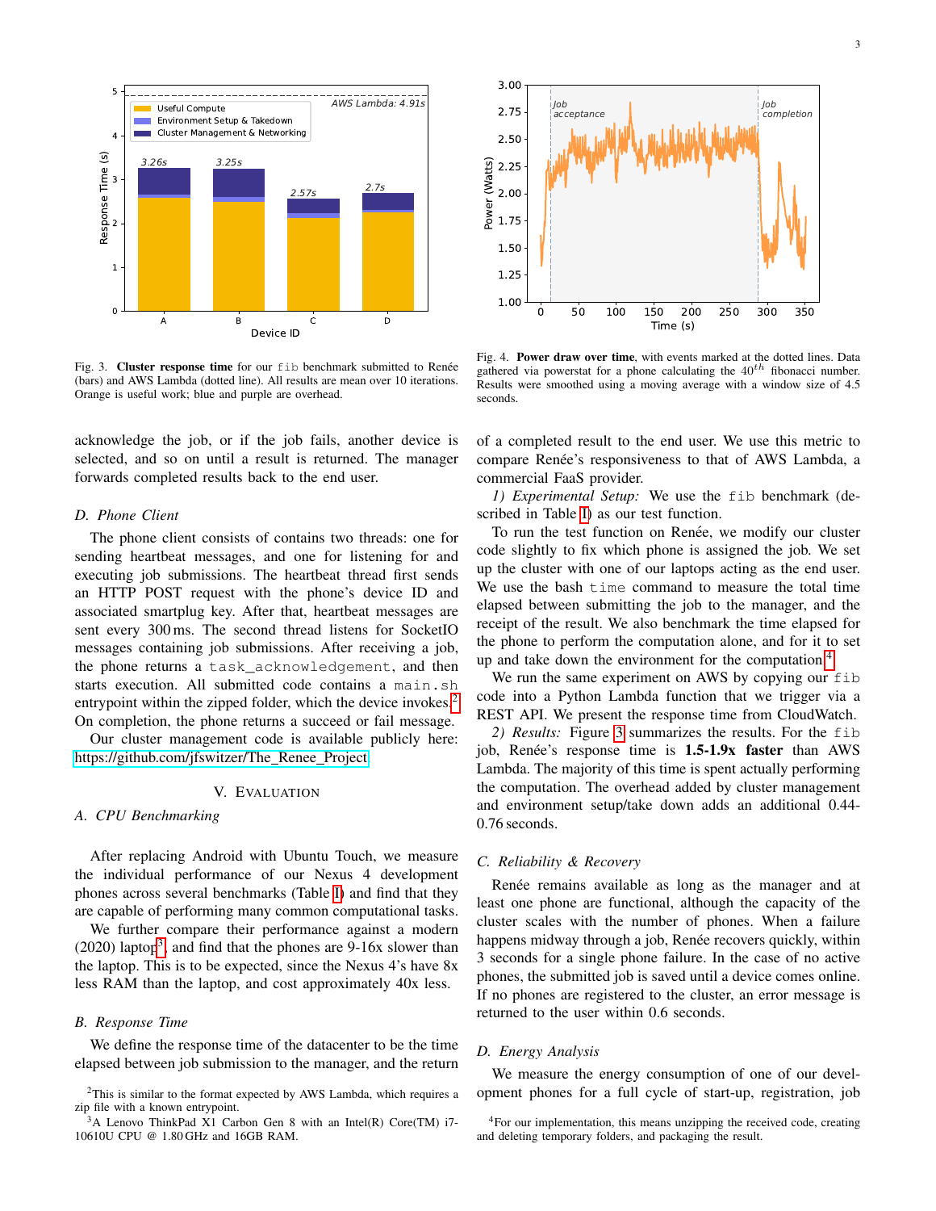Fig. 3. **Cluster response time** for our fib benchmark submitted to Renée (bars) and AWS Lambda (dotted line). All results are mean over 10 iterations. Orange is useful work; blue and purple are overhead.

Fig. 4. **Power draw over time**, with events marked at the dotted lines. Data gathered via powerstat for a phone calculating the $40^{th}$ fibonacci number. Results were smoothed using a moving average with a window size of 4.5 seconds.

acknowledge the job, or if the job fails, another device is selected, and so on until a result is returned. The manager forwards completed results back to the end user.

### D. Phone Client

The phone client consists of contains two threads: one for sending heartbeat messages, and one for listening for and executing job submissions. The heartbeat thread first sends an HTTP POST request with the phone's device ID and associated smartplug key. After that, heartbeat messages are sent every 300 ms. The second thread listens for SocketIO messages containing job submissions. After receiving a job, the phone returns a `task_acknowledgement`, and then starts execution. All submitted code contains a `main.sh` entrypoint within the zipped folder, which the device invokes.[2] On completion, the phone returns a succeed or fail message.

Our cluster management code is available publicly here: https://github.com/jfswitzer/The_Renee_Project

## V. Evaluation

### A. CPU Benchmarking

After replacing Android with Ubuntu Touch, we measure the individual performance of our Nexus 4 development phones across several benchmarks (Table I) and find that they are capable of performing many common computational tasks.

We further compare their performance against a modern (2020) laptop[3] and find that the phones are 9-16x slower than the laptop. This is to be expected, since the Nexus 4's have 8x less RAM than the laptop, and cost approximately 40x less.

### B. Response Time

We define the response time of the datacenter to be the time elapsed between job submission to the manager, and the return of a completed result to the end user. We use this metric to compare Renée's responsiveness to that of AWS Lambda, a commercial FaaS provider.

*1) Experimental Setup:* We use the fib benchmark (described in Table I) as our test function.

To run the test function on Renée, we modify our cluster code slightly to fix which phone is assigned the job. We set up the cluster with one of our laptops acting as the end user. We use the bash `time` command to measure the total time elapsed between submitting the job to the manager, and the receipt of the result. We also benchmark the time elapsed for the phone to perform the computation alone, and for it to set up and take down the environment for the computation.[4]

We run the same experiment on AWS by copying our fib code into a Python Lambda function that we trigger via a REST API. We present the response time from CloudWatch.

*2) Results:* Figure 3 summarizes the results. For the fib job, Renée's response time is **1.5-1.9x faster** than AWS Lambda. The majority of this time is spent actually performing the computation. The overhead added by cluster management and environment setup/take down adds an additional 0.44-0.76 seconds.

### C. Reliability & Recovery

Renée remains available as long as the manager and at least one phone are functional, although the capacity of the cluster scales with the number of phones. When a failure happens midway through a job, Renée recovers quickly, within 3 seconds for a single phone failure. In the case of no active phones, the submitted job is saved until a device comes online. If no phones are registered to the cluster, an error message is returned to the user within 0.6 seconds.

### D. Energy Analysis

We measure the energy consumption of one of our development phones for a full cycle of start-up, registration, job

[2] This is similar to the format expected by AWS Lambda, which requires a zip file with a known entrypoint.

[3] A Lenovo ThinkPad X1 Carbon Gen 8 with an Intel(R) Core(TM) i7-10610U CPU @ 1.80 GHz and 16GB RAM.

[4] For our implementation, this means unzipping the received code, creating and deleting temporary folders, and packaging the result.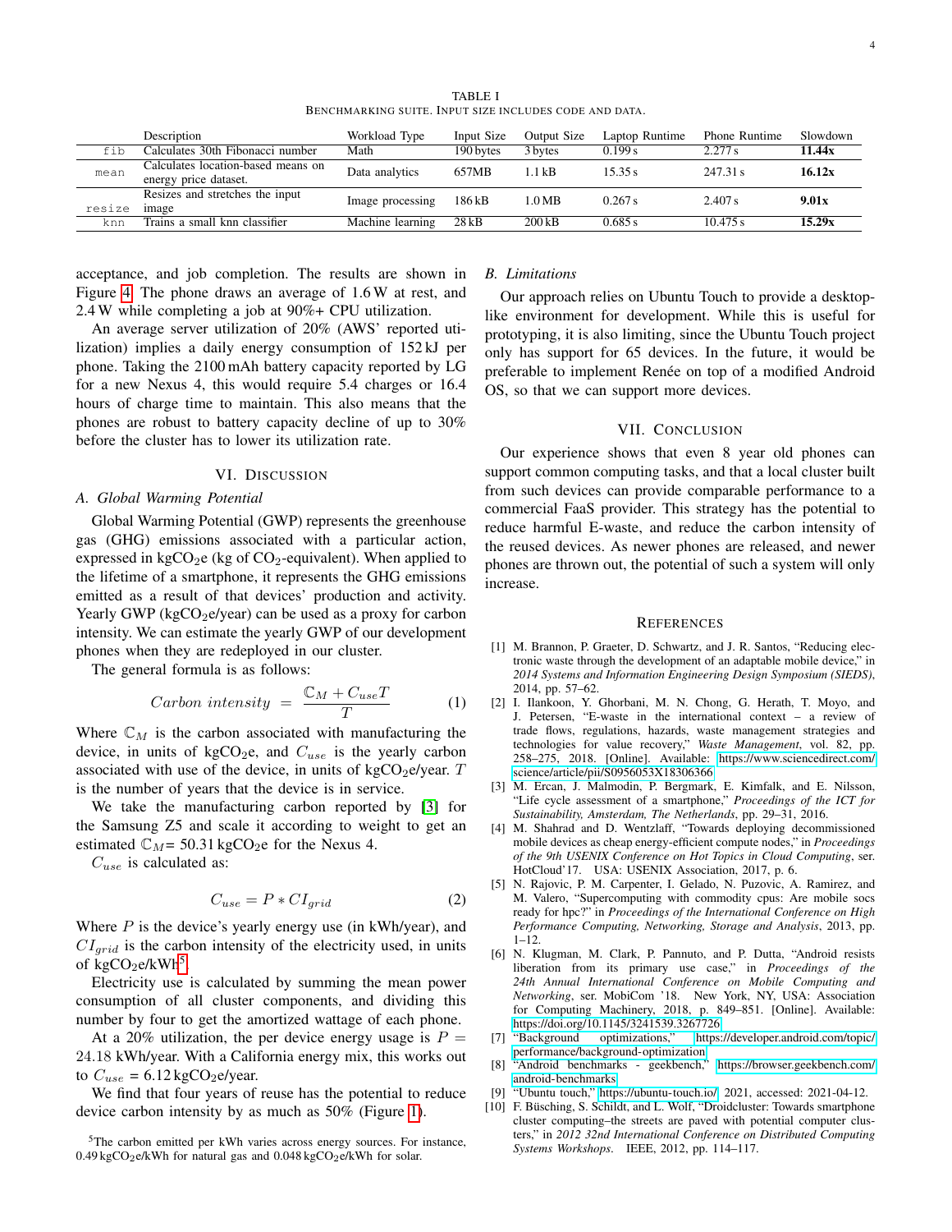TABLE I
BENCHMARKING SUITE. INPUT SIZE INCLUDES CODE AND DATA.

| | Description | Workload Type | Input Size | Output Size | Laptop Runtime | Phone Runtime | Slowdown |
|---|---|---|---|---|---|---|---|
| `fib` | Calculates 30th Fibonacci number | Math | 190 bytes | 3 bytes | 0.199 s | 2.277 s | **11.44x** |
| `mean` | Calculates location-based means on energy price dataset. | Data analytics | 657MB | 1.1 kB | 15.35 s | 247.31 s | **16.12x** |
| `resize` | Resizes and stretches the input image | Image processing | 186 kB | 1.0 MB | 0.267 s | 2.407 s | **9.01x** |
| `knn` | Trains a small knn classifier | Machine learning | 28 kB | 200 kB | 0.685 s | 10.475 s | **15.29x** |

acceptance, and job completion. The results are shown in Figure 4. The phone draws an average of 1.6 W at rest, and 2.4 W while completing a job at 90%+ CPU utilization.

An average server utilization of 20% (AWS' reported utilization) implies a daily energy consumption of 152 kJ per phone. Taking the 2100 mAh battery capacity reported by LG for a new Nexus 4, this would require 5.4 charges or 16.4 hours of charge time to maintain. This also means that the phones are robust to battery capacity decline of up to 30% before the cluster has to lower its utilization rate.

## VI. Discussion

### A. Global Warming Potential

Global Warming Potential (GWP) represents the greenhouse gas (GHG) emissions associated with a particular action, expressed in $kgCO_2e$ (kg of $CO_2$-equivalent). When applied to the lifetime of a smartphone, it represents the GHG emissions emitted as a result of that devices' production and activity. Yearly GWP ($kgCO_2e$/year) can be used as a proxy for carbon intensity. We can estimate the yearly GWP of our development phones when they are redeployed in our cluster.

The general formula is as follows:

$$Carbon\ intensity \ = \ \frac{\mathbb{C}_M + C_{use}T}{T} \tag{1}$$

Where $\mathbb{C}_M$ is the carbon associated with manufacturing the device, in units of $kgCO_2e$, and $C_{use}$ is the yearly carbon associated with use of the device, in units of $kgCO_2e$/year. $T$ is the number of years that the device is in service.

We take the manufacturing carbon reported by [3] for the Samsung Z5 and scale it according to weight to get an estimated $\mathbb{C}_M$= 50.31 $kgCO_2e$ for the Nexus 4.

$C_{use}$ is calculated as:

$$C_{use} = P * CI_{grid} \tag{2}$$

Where $P$ is the device's yearly energy use (in kWh/year), and $CI_{grid}$ is the carbon intensity of the electricity used, in units of $kgCO_2e$/kWh[5].

Electricity use is calculated by summing the mean power consumption of all cluster components, and dividing this number by four to get the amortized wattage of each phone.

At a 20% utilization, the per device energy usage is $P = 24.18$ kWh/year. With a California energy mix, this works out to $C_{use}$ = 6.12 $kgCO_2e$/year.

We find that four years of reuse has the potential to reduce device carbon intensity by as much as 50% (Figure 1).

[5] The carbon emitted per kWh varies across energy sources. For instance, 0.49 $kgCO_2e$/kWh for natural gas and 0.048 $kgCO_2e$/kWh for solar.

### B. Limitations

Our approach relies on Ubuntu Touch to provide a desktop-like environment for development. While this is useful for prototyping, it is also limiting, since the Ubuntu Touch project only has support for 65 devices. In the future, it would be preferable to implement Renée on top of a modified Android OS, so that we can support more devices.

## VII. Conclusion

Our experience shows that even 8 year old phones can support common computing tasks, and that a local cluster built from such devices can provide comparable performance to a commercial FaaS provider. This strategy has the potential to reduce harmful E-waste, and reduce the carbon intensity of the reused devices. As newer phones are released, and newer phones are thrown out, the potential of such a system will only increase.

## References

[1] M. Brannon, P. Graeter, D. Schwartz, and J. R. Santos, "Reducing electronic waste through the development of an adaptable mobile device," in *2014 Systems and Information Engineering Design Symposium (SIEDS)*, 2014, pp. 57–62.

[2] I. Ilankoon, Y. Ghorbani, M. N. Chong, G. Herath, T. Moyo, and J. Petersen, "E-waste in the international context – a review of trade flows, regulations, hazards, waste management strategies and technologies for value recovery," *Waste Management*, vol. 82, pp. 258–275, 2018. [Online]. Available: https://www.sciencedirect.com/science/article/pii/S0956053X18306366

[3] M. Ercan, J. Malmodin, P. Bergmark, E. Kimfalk, and E. Nilsson, "Life cycle assessment of a smartphone," *Proceedings of the ICT for Sustainability, Amsterdam, The Netherlands*, pp. 29–31, 2016.

[4] M. Shahrad and D. Wentzlaff, "Towards deploying decommissioned mobile devices as cheap energy-efficient compute nodes," in *Proceedings of the 9th USENIX Conference on Hot Topics in Cloud Computing*, ser. HotCloud'17. USA: USENIX Association, 2017, p. 6.

[5] N. Rajovic, P. M. Carpenter, I. Gelado, N. Puzovic, A. Ramirez, and M. Valero, "Supercomputing with commodity cpus: Are mobile socs ready for hpc?" in *Proceedings of the International Conference on High Performance Computing, Networking, Storage and Analysis*, 2013, pp. 1–12.

[6] N. Klugman, M. Clark, P. Pannuto, and P. Dutta, "Android resists liberation from its primary use case," in *Proceedings of the 24th Annual International Conference on Mobile Computing and Networking*, ser. MobiCom '18. New York, NY, USA: Association for Computing Machinery, 2018, p. 849–851. [Online]. Available: https://doi.org/10.1145/3241539.3267726

[7] "Background optimizations," https://developer.android.com/topic/performance/background-optimization

[8] "Android benchmarks - geekbench," https://browser.geekbench.com/android-benchmarks

[9] "Ubuntu touch," https://ubuntu-touch.io/ 2021, accessed: 2021-04-12.

[10] F. Büsching, S. Schildt, and L. Wolf, "Droidcluster: Towards smartphone cluster computing–the streets are paved with potential computer clusters," in *2012 32nd International Conference on Distributed Computing Systems Workshops*. IEEE, 2012, pp. 114–117.